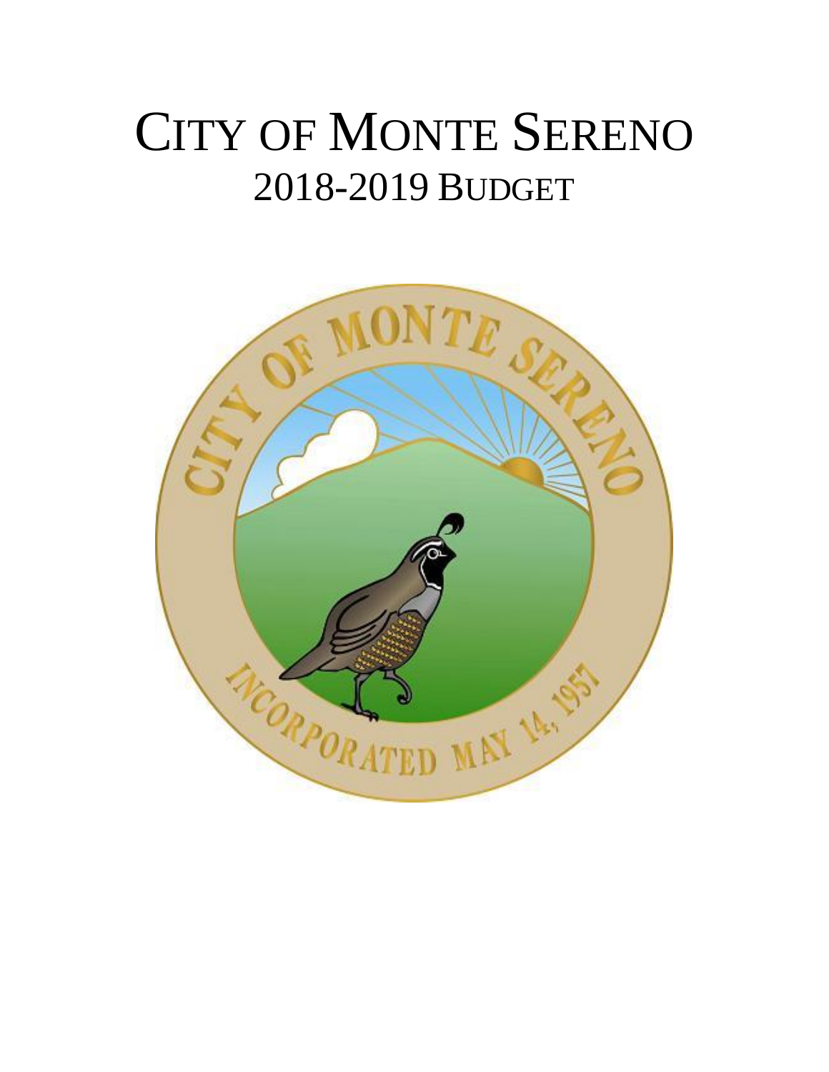# CITY OF MONTE SERENO

## 2018-2019 BUDGET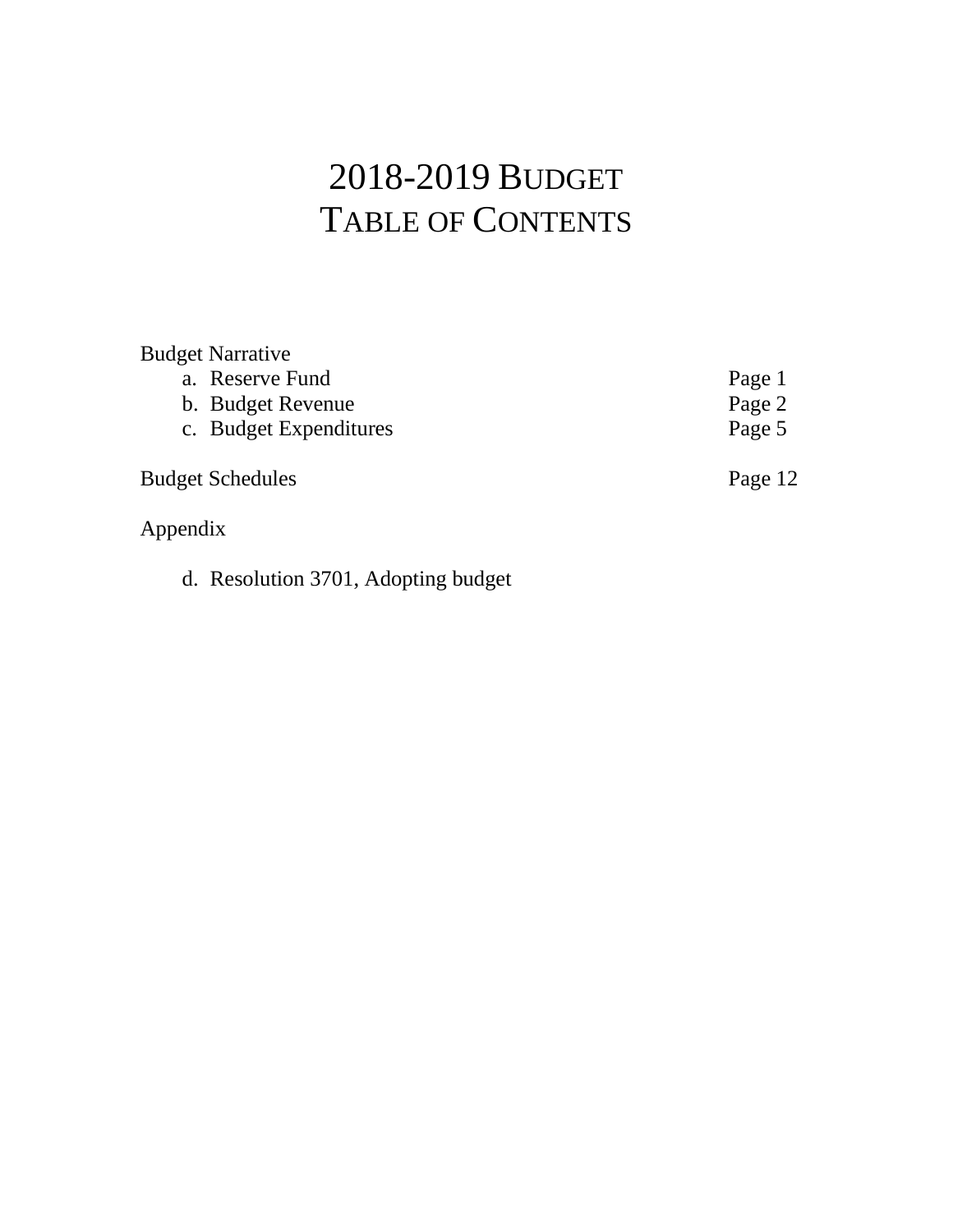# 2018-2019 BUDGET
# TABLE OF CONTENTS

Budget Narrative

| | |
|---|---|
| a. Reserve Fund | Page 1 |
| b. Budget Revenue | Page 2 |
| c. Budget Expenditures | Page 5 |
| Budget Schedules | Page 12 |

Appendix

d. Resolution 3701, Adopting budget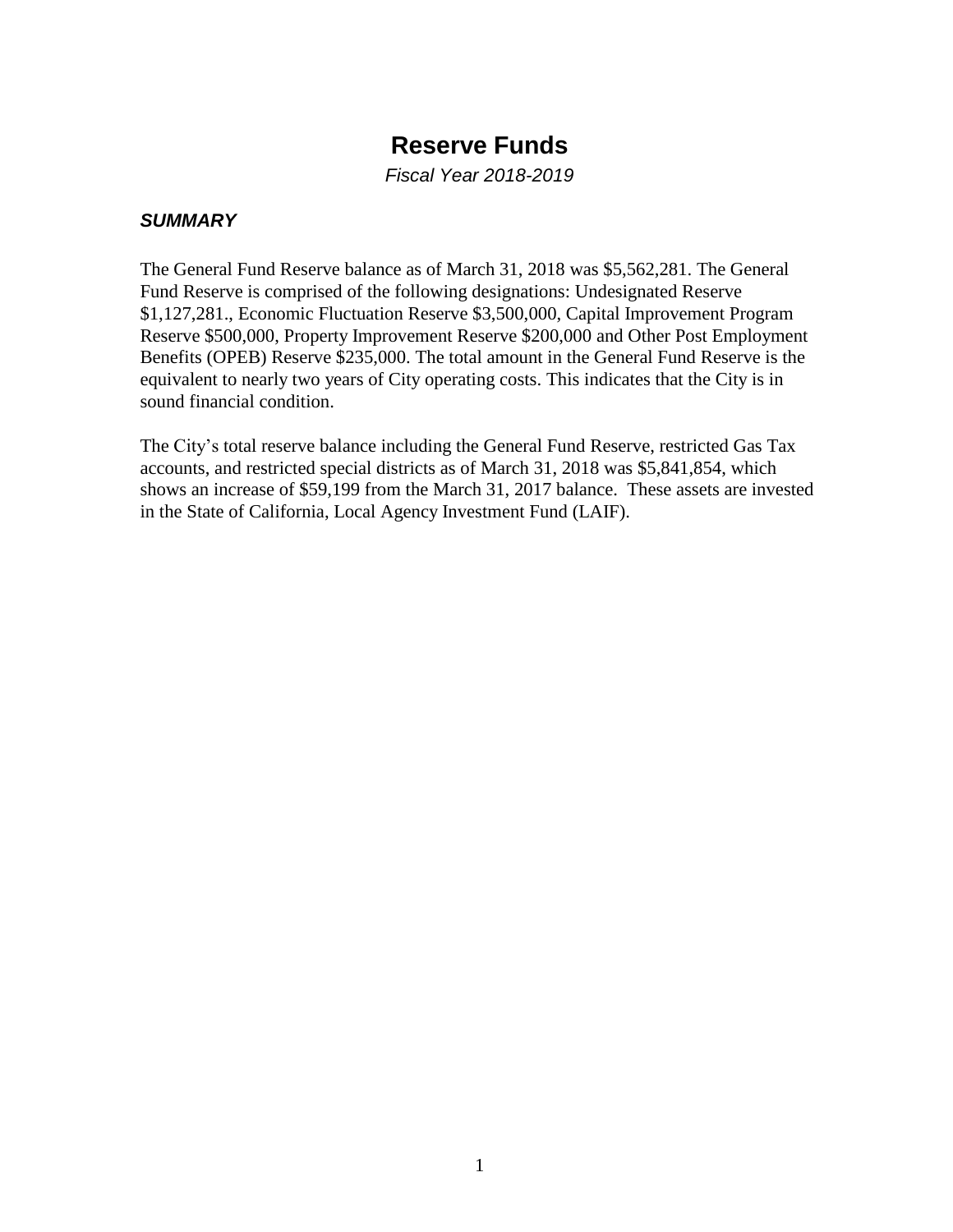# Reserve Funds

*Fiscal Year 2018-2019*

### *SUMMARY*

The General Fund Reserve balance as of March 31, 2018 was $5,562,281. The General Fund Reserve is comprised of the following designations: Undesignated Reserve $1,127,281., Economic Fluctuation Reserve $3,500,000, Capital Improvement Program Reserve $500,000, Property Improvement Reserve $200,000 and Other Post Employment Benefits (OPEB) Reserve $235,000. The total amount in the General Fund Reserve is the equivalent to nearly two years of City operating costs. This indicates that the City is in sound financial condition.

The City's total reserve balance including the General Fund Reserve, restricted Gas Tax accounts, and restricted special districts as of March 31, 2018 was $5,841,854, which shows an increase of $59,199 from the March 31, 2017 balance. These assets are invested in the State of California, Local Agency Investment Fund (LAIF).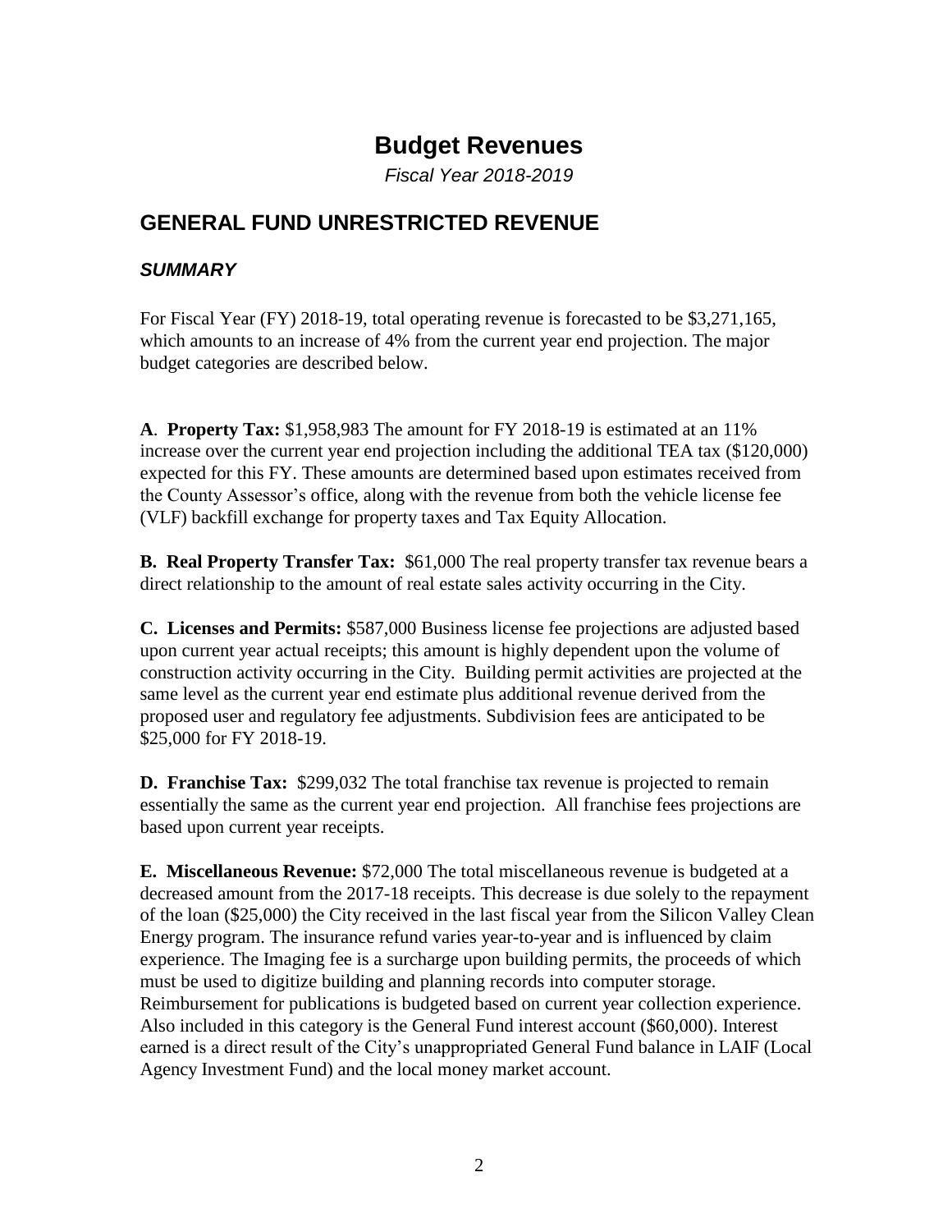# Budget Revenues

*Fiscal Year 2018-2019*

## GENERAL FUND UNRESTRICTED REVENUE

### *SUMMARY*

For Fiscal Year (FY) 2018-19, total operating revenue is forecasted to be $3,271,165, which amounts to an increase of 4% from the current year end projection. The major budget categories are described below.

**A**. **Property Tax:** $1,958,983 The amount for FY 2018-19 is estimated at an 11% increase over the current year end projection including the additional TEA tax ($120,000) expected for this FY. These amounts are determined based upon estimates received from the County Assessor's office, along with the revenue from both the vehicle license fee (VLF) backfill exchange for property taxes and Tax Equity Allocation.

**B. Real Property Transfer Tax:** $61,000 The real property transfer tax revenue bears a direct relationship to the amount of real estate sales activity occurring in the City.

**C. Licenses and Permits:** $587,000 Business license fee projections are adjusted based upon current year actual receipts; this amount is highly dependent upon the volume of construction activity occurring in the City. Building permit activities are projected at the same level as the current year end estimate plus additional revenue derived from the proposed user and regulatory fee adjustments. Subdivision fees are anticipated to be $25,000 for FY 2018-19.

**D. Franchise Tax:** $299,032 The total franchise tax revenue is projected to remain essentially the same as the current year end projection. All franchise fees projections are based upon current year receipts.

**E. Miscellaneous Revenue:** $72,000 The total miscellaneous revenue is budgeted at a decreased amount from the 2017-18 receipts. This decrease is due solely to the repayment of the loan ($25,000) the City received in the last fiscal year from the Silicon Valley Clean Energy program. The insurance refund varies year-to-year and is influenced by claim experience. The Imaging fee is a surcharge upon building permits, the proceeds of which must be used to digitize building and planning records into computer storage. Reimbursement for publications is budgeted based on current year collection experience. Also included in this category is the General Fund interest account ($60,000). Interest earned is a direct result of the City's unappropriated General Fund balance in LAIF (Local Agency Investment Fund) and the local money market account.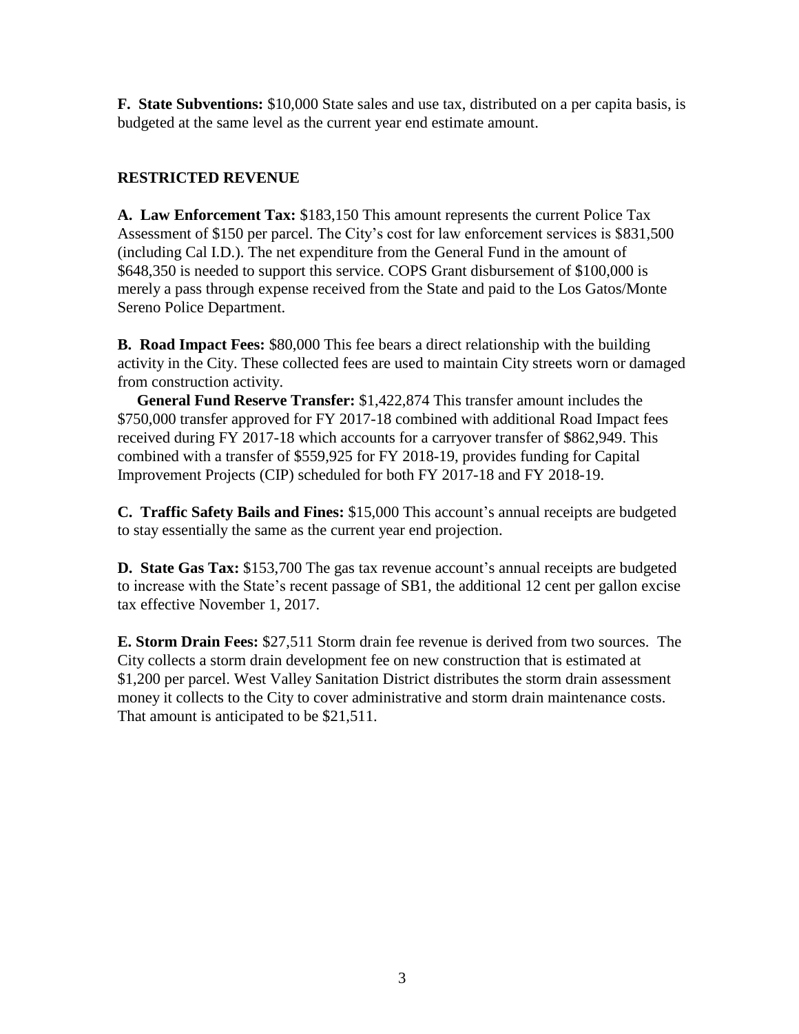**F. State Subventions:** $10,000 State sales and use tax, distributed on a per capita basis, is budgeted at the same level as the current year end estimate amount.

**RESTRICTED REVENUE**

**A. Law Enforcement Tax:** $183,150 This amount represents the current Police Tax Assessment of $150 per parcel. The City's cost for law enforcement services is $831,500 (including Cal I.D.). The net expenditure from the General Fund in the amount of $648,350 is needed to support this service. COPS Grant disbursement of $100,000 is merely a pass through expense received from the State and paid to the Los Gatos/Monte Sereno Police Department.

**B. Road Impact Fees:** $80,000 This fee bears a direct relationship with the building activity in the City. These collected fees are used to maintain City streets worn or damaged from construction activity.

**General Fund Reserve Transfer:** $1,422,874 This transfer amount includes the $750,000 transfer approved for FY 2017-18 combined with additional Road Impact fees received during FY 2017-18 which accounts for a carryover transfer of $862,949. This combined with a transfer of $559,925 for FY 2018-19, provides funding for Capital Improvement Projects (CIP) scheduled for both FY 2017-18 and FY 2018-19.

**C. Traffic Safety Bails and Fines:** $15,000 This account's annual receipts are budgeted to stay essentially the same as the current year end projection.

**D. State Gas Tax:** $153,700 The gas tax revenue account's annual receipts are budgeted to increase with the State's recent passage of SB1, the additional 12 cent per gallon excise tax effective November 1, 2017.

**E. Storm Drain Fees:** $27,511 Storm drain fee revenue is derived from two sources. The City collects a storm drain development fee on new construction that is estimated at $1,200 per parcel. West Valley Sanitation District distributes the storm drain assessment money it collects to the City to cover administrative and storm drain maintenance costs. That amount is anticipated to be $21,511.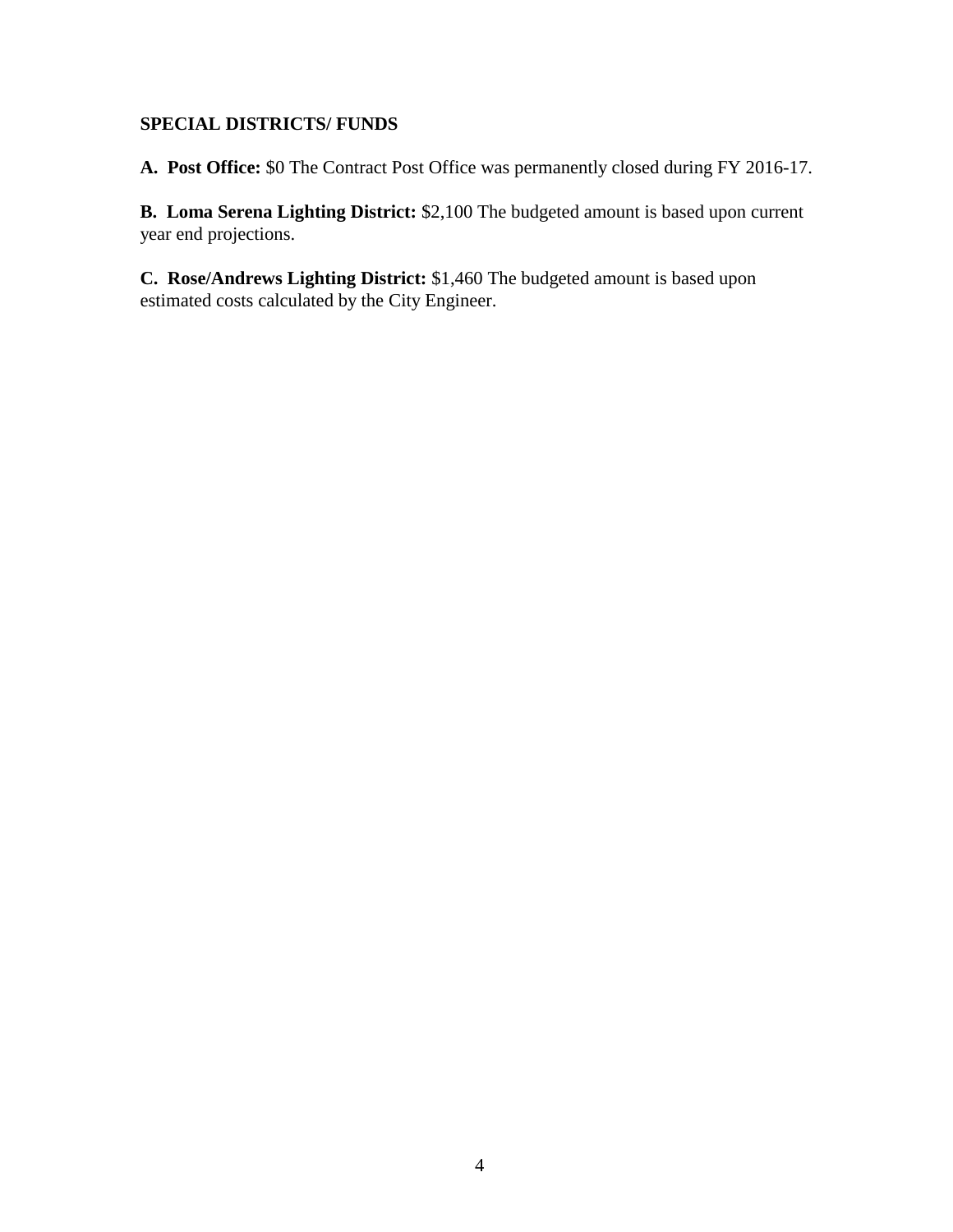## SPECIAL DISTRICTS/ FUNDS

**A. Post Office:** $0 The Contract Post Office was permanently closed during FY 2016-17.

**B. Loma Serena Lighting District:** $2,100 The budgeted amount is based upon current year end projections.

**C. Rose/Andrews Lighting District:** $1,460 The budgeted amount is based upon estimated costs calculated by the City Engineer.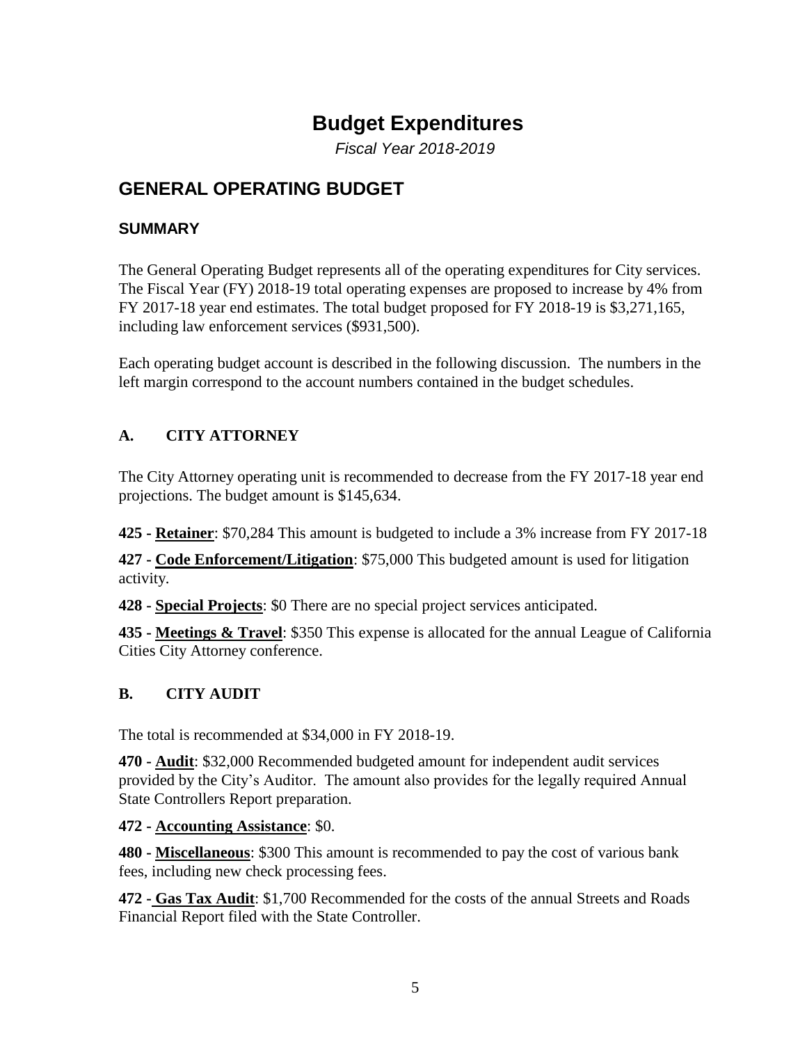# Budget Expenditures

*Fiscal Year 2018-2019*

## GENERAL OPERATING BUDGET

### SUMMARY

The General Operating Budget represents all of the operating expenditures for City services. The Fiscal Year (FY) 2018-19 total operating expenses are proposed to increase by 4% from FY 2017-18 year end estimates. The total budget proposed for FY 2018-19 is $3,271,165, including law enforcement services ($931,500).

Each operating budget account is described in the following discussion. The numbers in the left margin correspond to the account numbers contained in the budget schedules.

### A. CITY ATTORNEY

The City Attorney operating unit is recommended to decrease from the FY 2017-18 year end projections. The budget amount is $145,634.

**425 - Retainer**: $70,284 This amount is budgeted to include a 3% increase from FY 2017-18

**427 - Code Enforcement/Litigation**: $75,000 This budgeted amount is used for litigation activity.

**428 - Special Projects**: $0 There are no special project services anticipated.

**435 - Meetings & Travel**: $350 This expense is allocated for the annual League of California Cities City Attorney conference.

### B. CITY AUDIT

The total is recommended at $34,000 in FY 2018-19.

**470 - Audit**: $32,000 Recommended budgeted amount for independent audit services provided by the City's Auditor. The amount also provides for the legally required Annual State Controllers Report preparation.

**472 - Accounting Assistance**: $0.

**480 - Miscellaneous**: $300 This amount is recommended to pay the cost of various bank fees, including new check processing fees.

**472 - Gas Tax Audit**: $1,700 Recommended for the costs of the annual Streets and Roads Financial Report filed with the State Controller.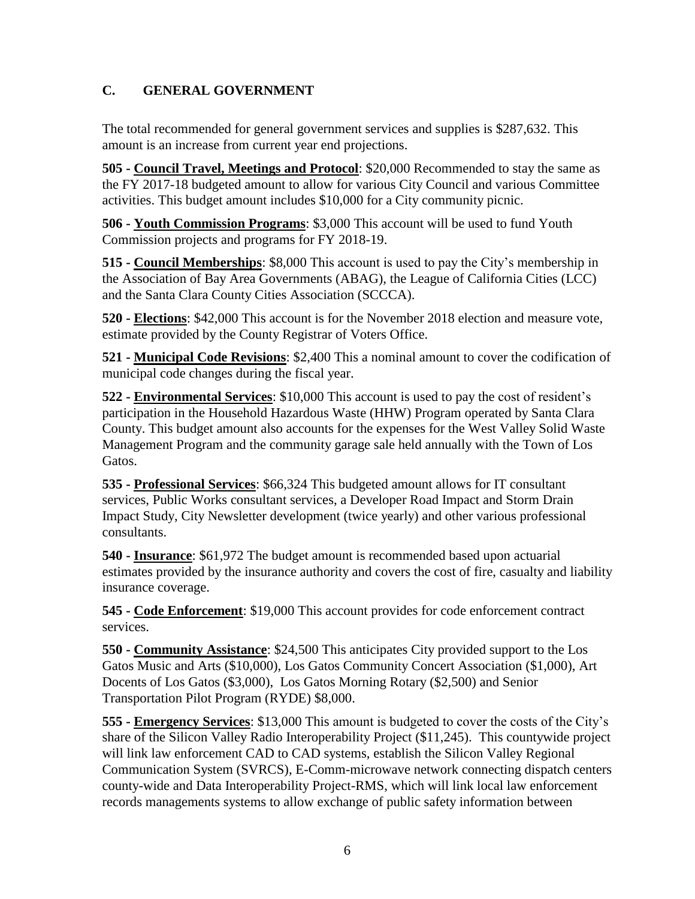## C. GENERAL GOVERNMENT

The total recommended for general government services and supplies is $287,632. This amount is an increase from current year end projections.

**505 - Council Travel, Meetings and Protocol**: $20,000 Recommended to stay the same as the FY 2017-18 budgeted amount to allow for various City Council and various Committee activities. This budget amount includes $10,000 for a City community picnic.

**506 - Youth Commission Programs**: $3,000 This account will be used to fund Youth Commission projects and programs for FY 2018-19.

**515 - Council Memberships**: $8,000 This account is used to pay the City's membership in the Association of Bay Area Governments (ABAG), the League of California Cities (LCC) and the Santa Clara County Cities Association (SCCCA).

**520 - Elections**: $42,000 This account is for the November 2018 election and measure vote, estimate provided by the County Registrar of Voters Office.

**521 - Municipal Code Revisions**: $2,400 This a nominal amount to cover the codification of municipal code changes during the fiscal year.

**522 - Environmental Services**: $10,000 This account is used to pay the cost of resident's participation in the Household Hazardous Waste (HHW) Program operated by Santa Clara County. This budget amount also accounts for the expenses for the West Valley Solid Waste Management Program and the community garage sale held annually with the Town of Los Gatos.

**535 - Professional Services**: $66,324 This budgeted amount allows for IT consultant services, Public Works consultant services, a Developer Road Impact and Storm Drain Impact Study, City Newsletter development (twice yearly) and other various professional consultants.

**540 - Insurance**: $61,972 The budget amount is recommended based upon actuarial estimates provided by the insurance authority and covers the cost of fire, casualty and liability insurance coverage.

**545 - Code Enforcement**: $19,000 This account provides for code enforcement contract services.

**550 - Community Assistance**: $24,500 This anticipates City provided support to the Los Gatos Music and Arts ($10,000), Los Gatos Community Concert Association ($1,000), Art Docents of Los Gatos ($3,000), Los Gatos Morning Rotary ($2,500) and Senior Transportation Pilot Program (RYDE) $8,000.

**555 - Emergency Services**: $13,000 This amount is budgeted to cover the costs of the City's share of the Silicon Valley Radio Interoperability Project ($11,245). This countywide project will link law enforcement CAD to CAD systems, establish the Silicon Valley Regional Communication System (SVRCS), E-Comm-microwave network connecting dispatch centers county-wide and Data Interoperability Project-RMS, which will link local law enforcement records managements systems to allow exchange of public safety information between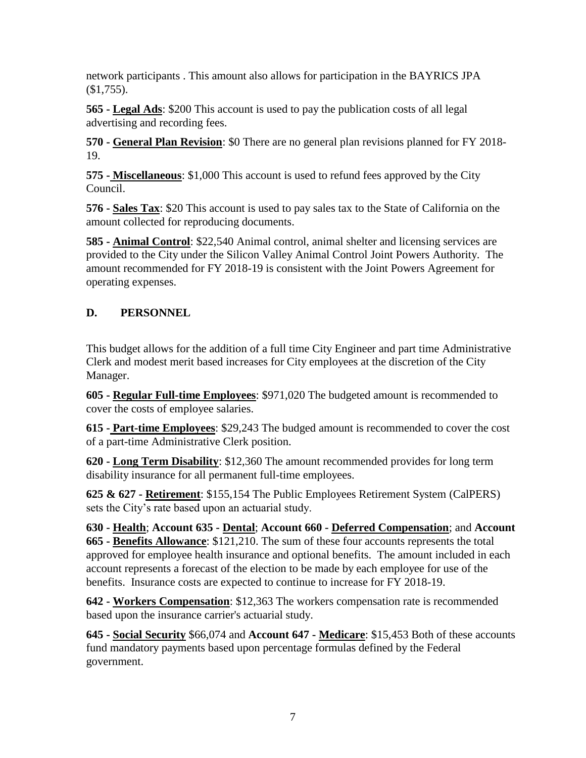network participants . This amount also allows for participation in the BAYRICS JPA ($1,755).

**565 - Legal Ads**: $200 This account is used to pay the publication costs of all legal advertising and recording fees.

**570 - General Plan Revision**: $0 There are no general plan revisions planned for FY 2018-19.

**575 - Miscellaneous**: $1,000 This account is used to refund fees approved by the City Council.

**576 - Sales Tax**: $20 This account is used to pay sales tax to the State of California on the amount collected for reproducing documents.

**585 - Animal Control**: $22,540 Animal control, animal shelter and licensing services are provided to the City under the Silicon Valley Animal Control Joint Powers Authority. The amount recommended for FY 2018-19 is consistent with the Joint Powers Agreement for operating expenses.

## D. PERSONNEL

This budget allows for the addition of a full time City Engineer and part time Administrative Clerk and modest merit based increases for City employees at the discretion of the City Manager.

**605 - Regular Full-time Employees**: $971,020 The budgeted amount is recommended to cover the costs of employee salaries.

**615 - Part-time Employees**: $29,243 The budged amount is recommended to cover the cost of a part-time Administrative Clerk position.

**620 - Long Term Disability**: $12,360 The amount recommended provides for long term disability insurance for all permanent full-time employees.

**625 & 627 - Retirement**: $155,154 The Public Employees Retirement System (CalPERS) sets the City's rate based upon an actuarial study.

**630 - Health**; **Account 635 - Dental**; **Account 660 - Deferred Compensation**; and **Account 665 - Benefits Allowance**: $121,210. The sum of these four accounts represents the total approved for employee health insurance and optional benefits. The amount included in each account represents a forecast of the election to be made by each employee for use of the benefits. Insurance costs are expected to continue to increase for FY 2018-19.

**642 - Workers Compensation**: $12,363 The workers compensation rate is recommended based upon the insurance carrier's actuarial study.

**645 - Social Security** $66,074 and **Account 647 - Medicare**: $15,453 Both of these accounts fund mandatory payments based upon percentage formulas defined by the Federal government.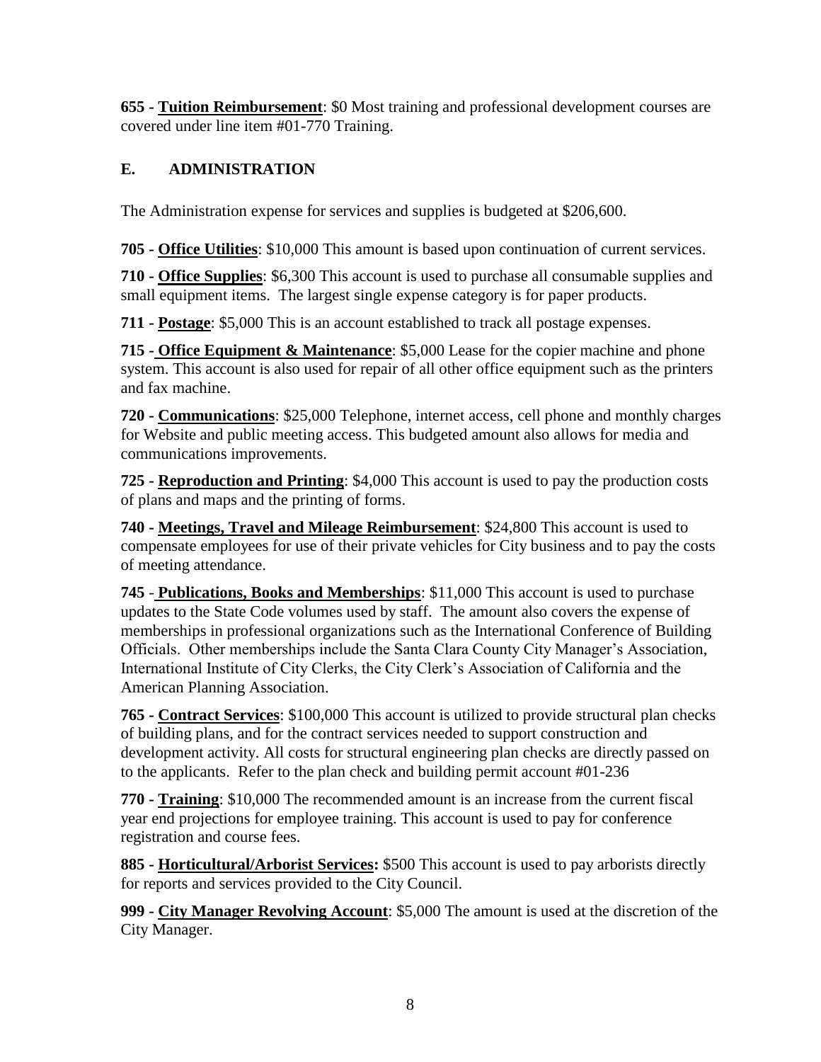**655 - Tuition Reimbursement**: $0 Most training and professional development courses are covered under line item #01-770 Training.

## E. ADMINISTRATION

The Administration expense for services and supplies is budgeted at $206,600.

**705 - Office Utilities**: $10,000 This amount is based upon continuation of current services.

**710 - Office Supplies**: $6,300 This account is used to purchase all consumable supplies and small equipment items. The largest single expense category is for paper products.

**711 - Postage**: $5,000 This is an account established to track all postage expenses.

**715 - Office Equipment & Maintenance**: $5,000 Lease for the copier machine and phone system. This account is also used for repair of all other office equipment such as the printers and fax machine.

**720 - Communications**: $25,000 Telephone, internet access, cell phone and monthly charges for Website and public meeting access. This budgeted amount also allows for media and communications improvements.

**725 - Reproduction and Printing**: $4,000 This account is used to pay the production costs of plans and maps and the printing of forms.

**740 - Meetings, Travel and Mileage Reimbursement**: $24,800 This account is used to compensate employees for use of their private vehicles for City business and to pay the costs of meeting attendance.

**745 - Publications, Books and Memberships**: $11,000 This account is used to purchase updates to the State Code volumes used by staff. The amount also covers the expense of memberships in professional organizations such as the International Conference of Building Officials. Other memberships include the Santa Clara County City Manager's Association, International Institute of City Clerks, the City Clerk's Association of California and the American Planning Association.

**765 - Contract Services**: $100,000 This account is utilized to provide structural plan checks of building plans, and for the contract services needed to support construction and development activity. All costs for structural engineering plan checks are directly passed on to the applicants. Refer to the plan check and building permit account #01-236

**770 - Training**: $10,000 The recommended amount is an increase from the current fiscal year end projections for employee training. This account is used to pay for conference registration and course fees.

**885 - Horticultural/Arborist Services:** $500 This account is used to pay arborists directly for reports and services provided to the City Council.

**999 - City Manager Revolving Account**: $5,000 The amount is used at the discretion of the City Manager.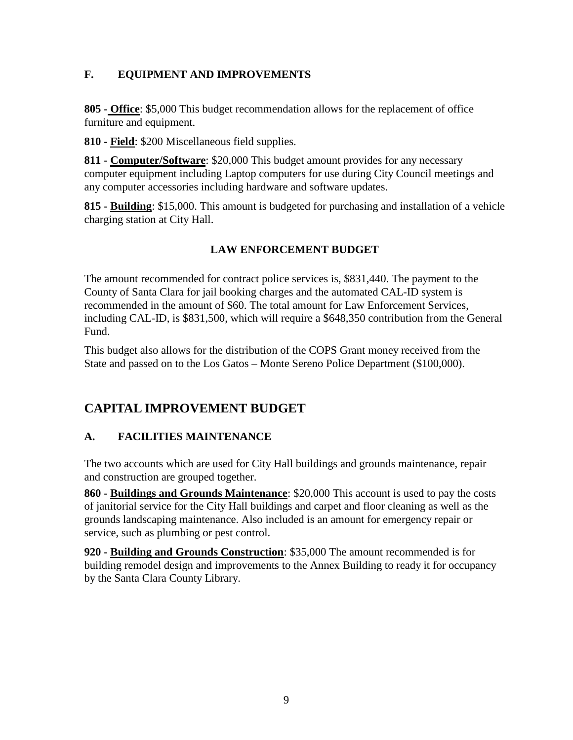### F. EQUIPMENT AND IMPROVEMENTS

**805 - Office**: $5,000 This budget recommendation allows for the replacement of office furniture and equipment.

**810 - Field**: $200 Miscellaneous field supplies.

**811 - Computer/Software**: $20,000 This budget amount provides for any necessary computer equipment including Laptop computers for use during City Council meetings and any computer accessories including hardware and software updates.

**815 - Building**: $15,000. This amount is budgeted for purchasing and installation of a vehicle charging station at City Hall.

### LAW ENFORCEMENT BUDGET

The amount recommended for contract police services is, $831,440. The payment to the County of Santa Clara for jail booking charges and the automated CAL-ID system is recommended in the amount of $60. The total amount for Law Enforcement Services, including CAL-ID, is $831,500, which will require a $648,350 contribution from the General Fund.

This budget also allows for the distribution of the COPS Grant money received from the State and passed on to the Los Gatos – Monte Sereno Police Department ($100,000).

## CAPITAL IMPROVEMENT BUDGET

### A. FACILITIES MAINTENANCE

The two accounts which are used for City Hall buildings and grounds maintenance, repair and construction are grouped together.

**860 - Buildings and Grounds Maintenance**: $20,000 This account is used to pay the costs of janitorial service for the City Hall buildings and carpet and floor cleaning as well as the grounds landscaping maintenance. Also included is an amount for emergency repair or service, such as plumbing or pest control.

**920 - Building and Grounds Construction**: $35,000 The amount recommended is for building remodel design and improvements to the Annex Building to ready it for occupancy by the Santa Clara County Library.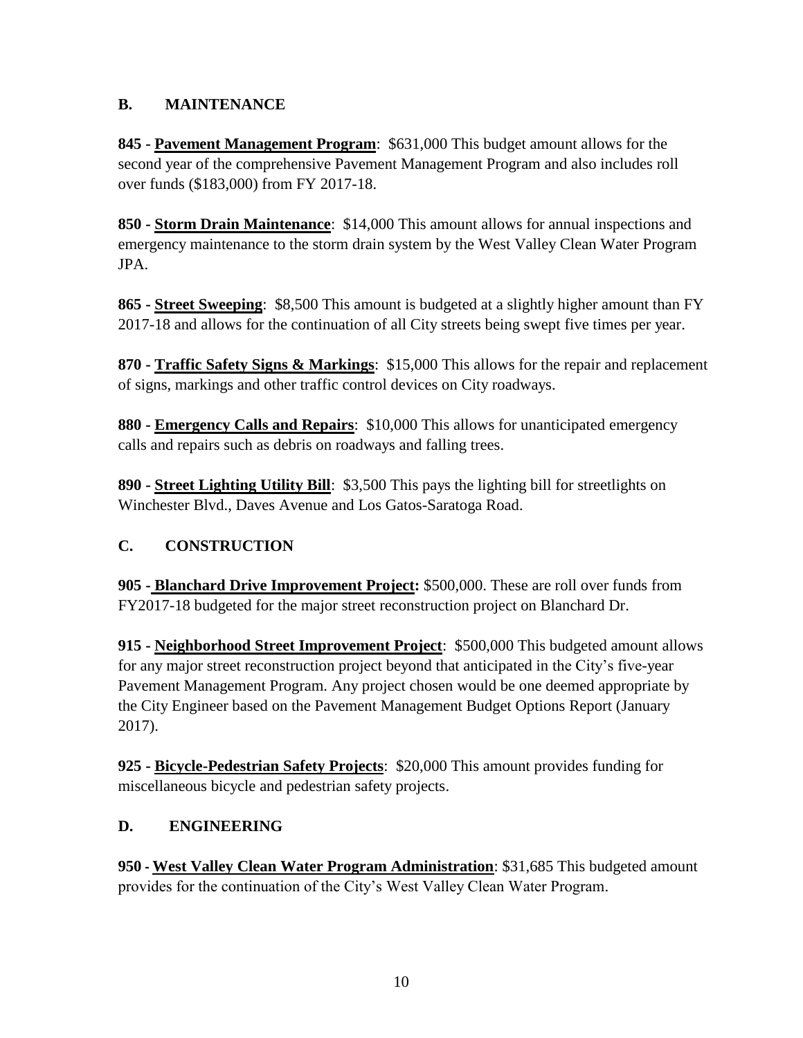## B. MAINTENANCE

**845 - Pavement Management Program**: $631,000 This budget amount allows for the second year of the comprehensive Pavement Management Program and also includes roll over funds ($183,000) from FY 2017-18.

**850 - Storm Drain Maintenance**: $14,000 This amount allows for annual inspections and emergency maintenance to the storm drain system by the West Valley Clean Water Program JPA.

**865 - Street Sweeping**: $8,500 This amount is budgeted at a slightly higher amount than FY 2017-18 and allows for the continuation of all City streets being swept five times per year.

**870 - Traffic Safety Signs & Markings**: $15,000 This allows for the repair and replacement of signs, markings and other traffic control devices on City roadways.

**880 - Emergency Calls and Repairs**: $10,000 This allows for unanticipated emergency calls and repairs such as debris on roadways and falling trees.

**890 - Street Lighting Utility Bill**: $3,500 This pays the lighting bill for streetlights on Winchester Blvd., Daves Avenue and Los Gatos-Saratoga Road.

## C. CONSTRUCTION

**905 - Blanchard Drive Improvement Project:** $500,000. These are roll over funds from FY2017-18 budgeted for the major street reconstruction project on Blanchard Dr.

**915 - Neighborhood Street Improvement Project**: $500,000 This budgeted amount allows for any major street reconstruction project beyond that anticipated in the City's five-year Pavement Management Program. Any project chosen would be one deemed appropriate by the City Engineer based on the Pavement Management Budget Options Report (January 2017).

**925 - Bicycle-Pedestrian Safety Projects**: $20,000 This amount provides funding for miscellaneous bicycle and pedestrian safety projects.

## D. ENGINEERING

**950 - West Valley Clean Water Program Administration**: $31,685 This budgeted amount provides for the continuation of the City's West Valley Clean Water Program.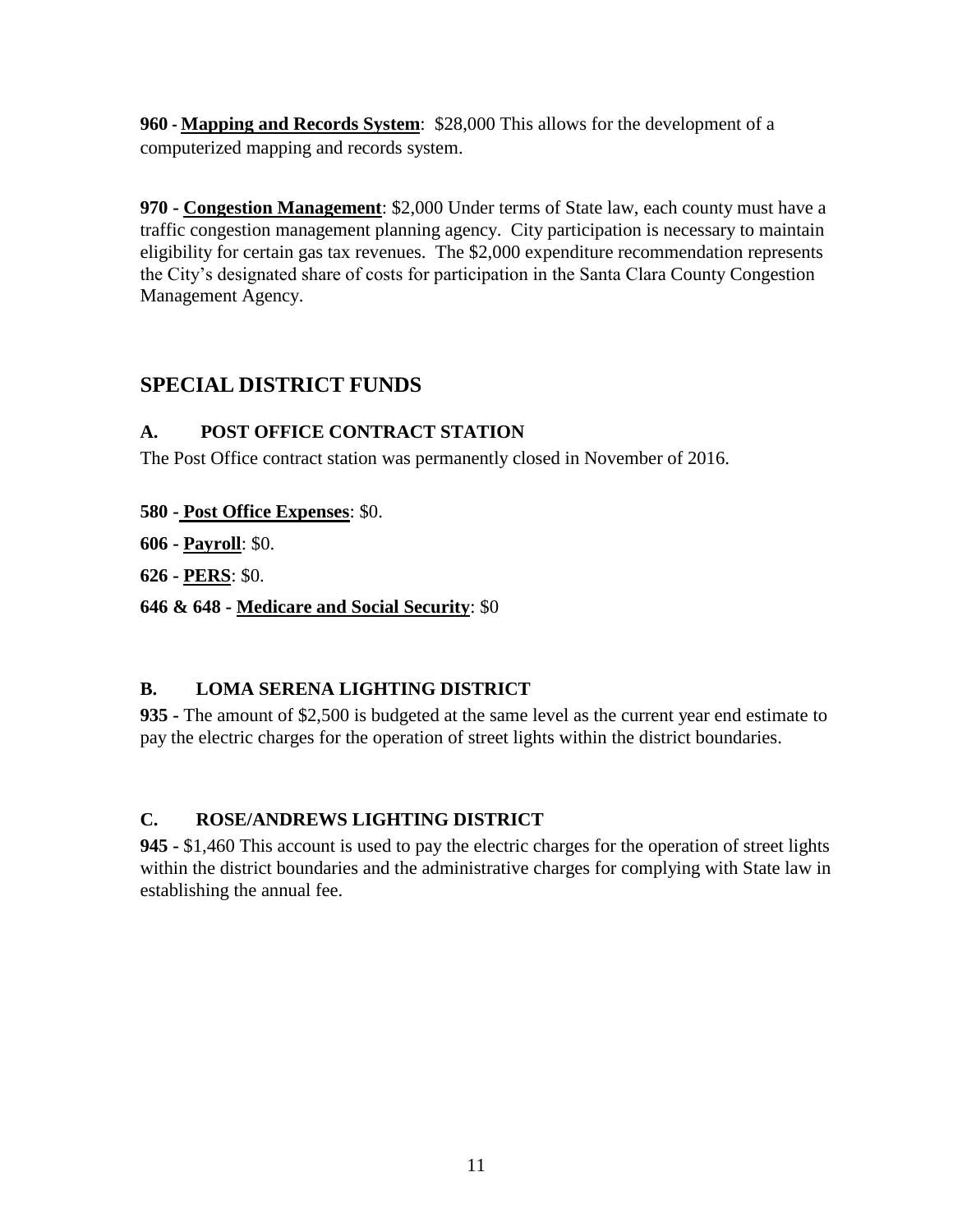**960 - Mapping and Records System**: $28,000 This allows for the development of a computerized mapping and records system.

**970 - Congestion Management**: $2,000 Under terms of State law, each county must have a traffic congestion management planning agency. City participation is necessary to maintain eligibility for certain gas tax revenues. The $2,000 expenditure recommendation represents the City's designated share of costs for participation in the Santa Clara County Congestion Management Agency.

## SPECIAL DISTRICT FUNDS

### A. POST OFFICE CONTRACT STATION

The Post Office contract station was permanently closed in November of 2016.

**580 - Post Office Expenses**: $0.

**606 - Payroll**: $0.

**626 - PERS**: $0.

**646 & 648 - Medicare and Social Security**: $0

### B. LOMA SERENA LIGHTING DISTRICT

**935 -** The amount of $2,500 is budgeted at the same level as the current year end estimate to pay the electric charges for the operation of street lights within the district boundaries.

### C. ROSE/ANDREWS LIGHTING DISTRICT

**945 -** $1,460 This account is used to pay the electric charges for the operation of street lights within the district boundaries and the administrative charges for complying with State law in establishing the annual fee.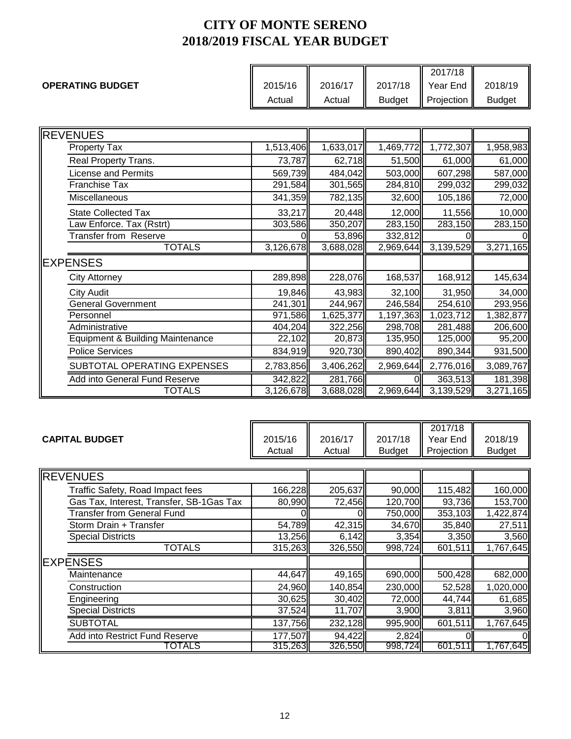# CITY OF MONTE SERENO
# 2018/2019 FISCAL YEAR BUDGET

| OPERATING BUDGET | 2015/16 Actual | 2016/17 Actual | 2017/18 Budget | 2017/18 Year End Projection | 2018/19 Budget |
|---|---|---|---|---|---|
| **REVENUES** | | | | | |
| Property Tax | 1,513,406 | 1,633,017 | 1,469,772 | 1,772,307 | 1,958,983 |
| Real Property Trans. | 73,787 | 62,718 | 51,500 | 61,000 | 61,000 |
| License and Permits | 569,739 | 484,042 | 503,000 | 607,298 | 587,000 |
| Franchise Tax | 291,584 | 301,565 | 284,810 | 299,032 | 299,032 |
| Miscellaneous | 341,359 | 782,135 | 32,600 | 105,186 | 72,000 |
| State Collected Tax | 33,217 | 20,448 | 12,000 | 11,556 | 10,000 |
| Law Enforce. Tax (Rstrt) | 303,586 | 350,207 | 283,150 | 283,150 | 283,150 |
| Transfer from Reserve | 0 | 53,896 | 332,812 | 0 | 0 |
| TOTALS | 3,126,678 | 3,688,028 | 2,969,644 | 3,139,529 | 3,271,165 |
| **EXPENSES** | | | | | |
| City Attorney | 289,898 | 228,076 | 168,537 | 168,912 | 145,634 |
| City Audit | 19,846 | 43,983 | 32,100 | 31,950 | 34,000 |
| General Government | 241,301 | 244,967 | 246,584 | 254,610 | 293,956 |
| Personnel | 971,586 | 1,625,377 | 1,197,363 | 1,023,712 | 1,382,877 |
| Administrative | 404,204 | 322,256 | 298,708 | 281,488 | 206,600 |
| Equipment & Building Maintenance | 22,102 | 20,873 | 135,950 | 125,000 | 95,200 |
| Police Services | 834,919 | 920,730 | 890,402 | 890,344 | 931,500 |
| SUBTOTAL OPERATING EXPENSES | 2,783,856 | 3,406,262 | 2,969,644 | 2,776,016 | 3,089,767 |
| Add into General Fund Reserve | 342,822 | 281,766 | 0 | 363,513 | 181,398 |
| TOTALS | 3,126,678 | 3,688,028 | 2,969,644 | 3,139,529 | 3,271,165 |

| CAPITAL BUDGET | 2015/16 Actual | 2016/17 Actual | 2017/18 Budget | 2017/18 Year End Projection | 2018/19 Budget |
|---|---|---|---|---|---|
| **REVENUES** | | | | | |
| Traffic Safety, Road Impact fees | 166,228 | 205,637 | 90,000 | 115,482 | 160,000 |
| Gas Tax, Interest, Transfer, SB-1Gas Tax | 80,990 | 72,456 | 120,700 | 93,736 | 153,700 |
| Transfer from General Fund | 0 | 0 | 750,000 | 353,103 | 1,422,874 |
| Storm Drain + Transfer | 54,789 | 42,315 | 34,670 | 35,840 | 27,511 |
| Special Districts | 13,256 | 6,142 | 3,354 | 3,350 | 3,560 |
| TOTALS | 315,263 | 326,550 | 998,724 | 601,511 | 1,767,645 |
| **EXPENSES** | | | | | |
| Maintenance | 44,647 | 49,165 | 690,000 | 500,428 | 682,000 |
| Construction | 24,960 | 140,854 | 230,000 | 52,528 | 1,020,000 |
| Engineering | 30,625 | 30,402 | 72,000 | 44,744 | 61,685 |
| Special Districts | 37,524 | 11,707 | 3,900 | 3,811 | 3,960 |
| SUBTOTAL | 137,756 | 232,128 | 995,900 | 601,511 | 1,767,645 |
| Add into Restrict Fund Reserve | 177,507 | 94,422 | 2,824 | 0 | 0 |
| TOTALS | 315,263 | 326,550 | 998,724 | 601,511 | 1,767,645 |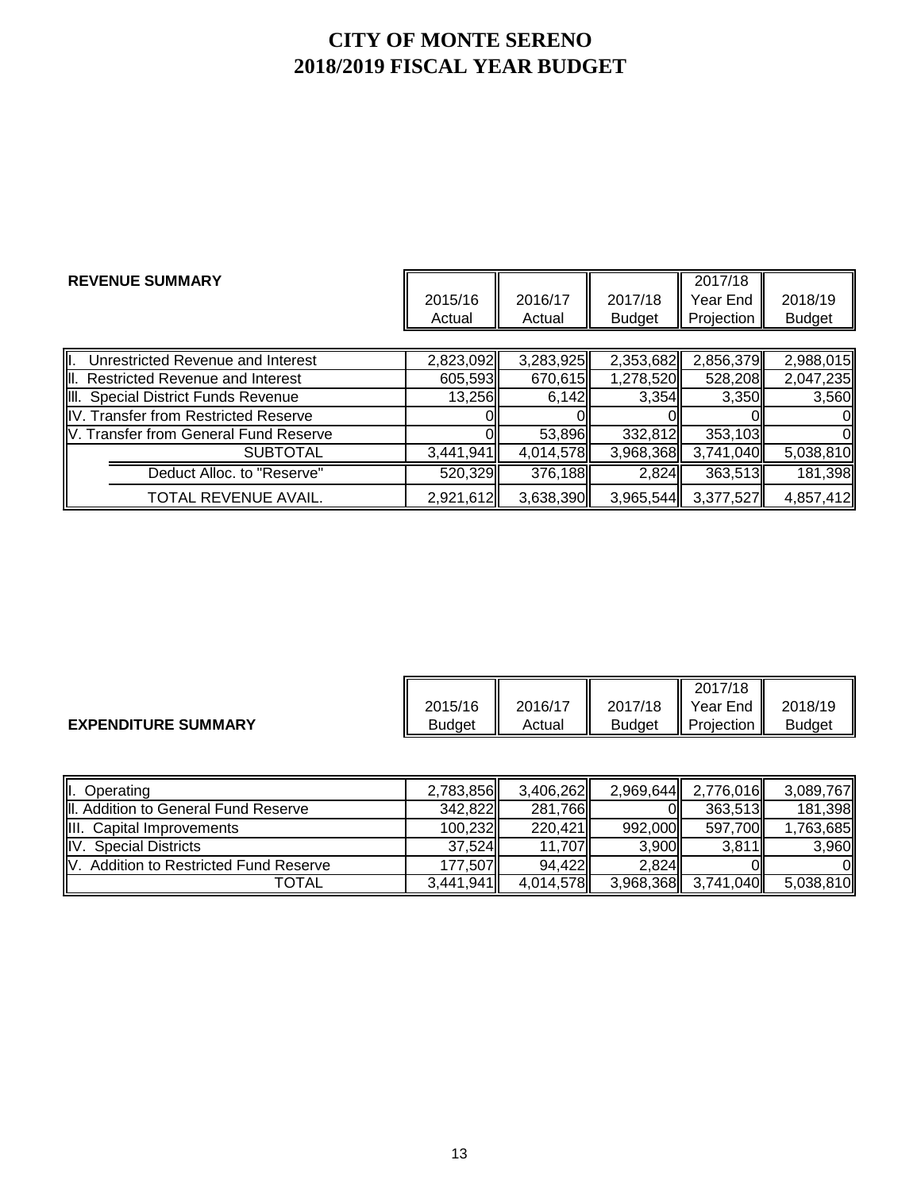# CITY OF MONTE SERENO
# 2018/2019 FISCAL YEAR BUDGET

**REVENUE SUMMARY**

| | 2015/16 Actual | 2016/17 Actual | 2017/18 Budget | 2017/18 Year End Projection | 2018/19 Budget |
|---|---|---|---|---|---|
| I. Unrestricted Revenue and Interest | 2,823,092 | 3,283,925 | 2,353,682 | 2,856,379 | 2,988,015 |
| II. Restricted Revenue and Interest | 605,593 | 670,615 | 1,278,520 | 528,208 | 2,047,235 |
| III. Special District Funds Revenue | 13,256 | 6,142 | 3,354 | 3,350 | 3,560 |
| IV. Transfer from Restricted Reserve | 0 | 0 | 0 | 0 | 0 |
| V. Transfer from General Fund Reserve | 0 | 53,896 | 332,812 | 353,103 | 0 |
| SUBTOTAL | 3,441,941 | 4,014,578 | 3,968,368 | 3,741,040 | 5,038,810 |
| Deduct Alloc. to "Reserve" | 520,329 | 376,188 | 2,824 | 363,513 | 181,398 |
| TOTAL REVENUE AVAIL. | 2,921,612 | 3,638,390 | 3,965,544 | 3,377,527 | 4,857,412 |

**EXPENDITURE SUMMARY**

| | 2015/16 Budget | 2016/17 Actual | 2017/18 Budget | 2017/18 Year End Projection | 2018/19 Budget |
|---|---|---|---|---|---|
| I. Operating | 2,783,856 | 3,406,262 | 2,969,644 | 2,776,016 | 3,089,767 |
| II. Addition to General Fund Reserve | 342,822 | 281,766 | 0 | 363,513 | 181,398 |
| III. Capital Improvements | 100,232 | 220,421 | 992,000 | 597,700 | 1,763,685 |
| IV. Special Districts | 37,524 | 11,707 | 3,900 | 3,811 | 3,960 |
| V. Addition to Restricted Fund Reserve | 177,507 | 94,422 | 2,824 | 0 | 0 |
| TOTAL | 3,441,941 | 4,014,578 | 3,968,368 | 3,741,040 | 5,038,810 |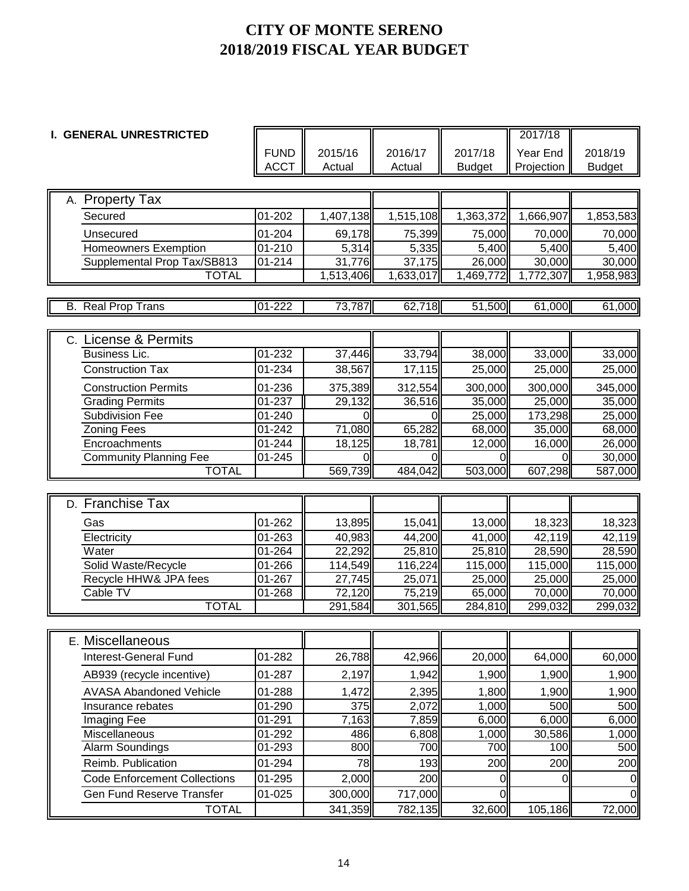# CITY OF MONTE SERENO
# 2018/2019 FISCAL YEAR BUDGET

## I. GENERAL UNRESTRICTED

| | FUND ACCT | 2015/16 Actual | 2016/17 Actual | 2017/18 Budget | 2017/18 Year End Projection | 2018/19 Budget |
|---|---|---|---|---|---|---|
| **A. Property Tax** | | | | | | |
| Secured | 01-202 | 1,407,138 | 1,515,108 | 1,363,372 | 1,666,907 | 1,853,583 |
| Unsecured | 01-204 | 69,178 | 75,399 | 75,000 | 70,000 | 70,000 |
| Homeowners Exemption | 01-210 | 5,314 | 5,335 | 5,400 | 5,400 | 5,400 |
| Supplemental Prop Tax/SB813 | 01-214 | 31,776 | 37,175 | 26,000 | 30,000 | 30,000 |
| TOTAL | | 1,513,406 | 1,633,017 | 1,469,772 | 1,772,307 | 1,958,983 |
| **B. Real Prop Trans** | 01-222 | 73,787 | 62,718 | 51,500 | 61,000 | 61,000 |
| **C. License & Permits** | | | | | | |
| Business Lic. | 01-232 | 37,446 | 33,794 | 38,000 | 33,000 | 33,000 |
| Construction Tax | 01-234 | 38,567 | 17,115 | 25,000 | 25,000 | 25,000 |
| Construction Permits | 01-236 | 375,389 | 312,554 | 300,000 | 300,000 | 345,000 |
| Grading Permits | 01-237 | 29,132 | 36,516 | 35,000 | 25,000 | 35,000 |
| Subdivision Fee | 01-240 | 0 | 0 | 25,000 | 173,298 | 25,000 |
| Zoning Fees | 01-242 | 71,080 | 65,282 | 68,000 | 35,000 | 68,000 |
| Encroachments | 01-244 | 18,125 | 18,781 | 12,000 | 16,000 | 26,000 |
| Community Planning Fee | 01-245 | 0 | 0 | 0 | 0 | 30,000 |
| TOTAL | | 569,739 | 484,042 | 503,000 | 607,298 | 587,000 |
| **D. Franchise Tax** | | | | | | |
| Gas | 01-262 | 13,895 | 15,041 | 13,000 | 18,323 | 18,323 |
| Electricity | 01-263 | 40,983 | 44,200 | 41,000 | 42,119 | 42,119 |
| Water | 01-264 | 22,292 | 25,810 | 25,810 | 28,590 | 28,590 |
| Solid Waste/Recycle | 01-266 | 114,549 | 116,224 | 115,000 | 115,000 | 115,000 |
| Recycle HHW& JPA fees | 01-267 | 27,745 | 25,071 | 25,000 | 25,000 | 25,000 |
| Cable TV | 01-268 | 72,120 | 75,219 | 65,000 | 70,000 | 70,000 |
| TOTAL | | 291,584 | 301,565 | 284,810 | 299,032 | 299,032 |
| **E. Miscellaneous** | | | | | | |
| Interest-General Fund | 01-282 | 26,788 | 42,966 | 20,000 | 64,000 | 60,000 |
| AB939 (recycle incentive) | 01-287 | 2,197 | 1,942 | 1,900 | 1,900 | 1,900 |
| AVASA Abandoned Vehicle | 01-288 | 1,472 | 2,395 | 1,800 | 1,900 | 1,900 |
| Insurance rebates | 01-290 | 375 | 2,072 | 1,000 | 500 | 500 |
| Imaging Fee | 01-291 | 7,163 | 7,859 | 6,000 | 6,000 | 6,000 |
| Miscellaneous | 01-292 | 486 | 6,808 | 1,000 | 30,586 | 1,000 |
| Alarm Soundings | 01-293 | 800 | 700 | 700 | 100 | 500 |
| Reimb. Publication | 01-294 | 78 | 193 | 200 | 200 | 200 |
| Code Enforcement Collections | 01-295 | 2,000 | 200 | 0 | 0 | 0 |
| Gen Fund Reserve Transfer | 01-025 | 300,000 | 717,000 | 0 | | 0 |
| TOTAL | | 341,359 | 782,135 | 32,600 | 105,186 | 72,000 |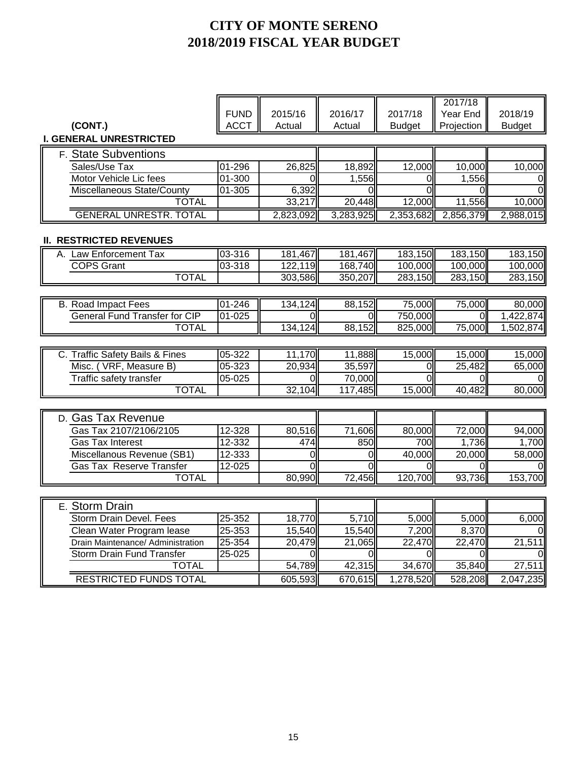# CITY OF MONTE SERENO
# 2018/2019 FISCAL YEAR BUDGET

| (CONT.) | FUND ACCT | 2015/16 Actual | 2016/17 Actual | 2017/18 Budget | 2017/18 Year End Projection | 2018/19 Budget |
|---|---|---|---|---|---|---|
| **I. GENERAL UNRESTRICTED** | | | | | | |
| F. State Subventions | | | | | | |
| Sales/Use Tax | 01-296 | 26,825 | 18,892 | 12,000 | 10,000 | 10,000 |
| Motor Vehicle Lic fees | 01-300 | 0 | 1,556 | 0 | 1,556 | 0 |
| Miscellaneous State/County | 01-305 | 6,392 | 0 | 0 | 0 | 0 |
| TOTAL | | 33,217 | 20,448 | 12,000 | 11,556 | 10,000 |
| GENERAL UNRESTR. TOTAL | | 2,823,092 | 3,283,925 | 2,353,682 | 2,856,379 | 2,988,015 |
| **II. RESTRICTED REVENUES** | | | | | | |
| A. Law Enforcement Tax | 03-316 | 181,467 | 181,467 | 183,150 | 183,150 | 183,150 |
| COPS Grant | 03-318 | 122,119 | 168,740 | 100,000 | 100,000 | 100,000 |
| TOTAL | | 303,586 | 350,207 | 283,150 | 283,150 | 283,150 |
| B. Road Impact Fees | 01-246 | 134,124 | 88,152 | 75,000 | 75,000 | 80,000 |
| General Fund Transfer for CIP | 01-025 | 0 | 0 | 750,000 | 0 | 1,422,874 |
| TOTAL | | 134,124 | 88,152 | 825,000 | 75,000 | 1,502,874 |
| C. Traffic Safety Bails & Fines | 05-322 | 11,170 | 11,888 | 15,000 | 15,000 | 15,000 |
| Misc. ( VRF, Measure B) | 05-323 | 20,934 | 35,597 | 0 | 25,482 | 65,000 |
| Traffic safety transfer | 05-025 | 0 | 70,000 | 0 | 0 | 0 |
| TOTAL | | 32,104 | 117,485 | 15,000 | 40,482 | 80,000 |
| D. Gas Tax Revenue | | | | | | |
| Gas Tax 2107/2106/2105 | 12-328 | 80,516 | 71,606 | 80,000 | 72,000 | 94,000 |
| Gas Tax Interest | 12-332 | 474 | 850 | 700 | 1,736 | 1,700 |
| Miscellanous Revenue (SB1) | 12-333 | 0 | 0 | 40,000 | 20,000 | 58,000 |
| Gas Tax Reserve Transfer | 12-025 | 0 | 0 | 0 | 0 | 0 |
| TOTAL | | 80,990 | 72,456 | 120,700 | 93,736 | 153,700 |
| E. Storm Drain | | | | | | |
| Storm Drain Devel. Fees | 25-352 | 18,770 | 5,710 | 5,000 | 5,000 | 6,000 |
| Clean Water Program lease | 25-353 | 15,540 | 15,540 | 7,200 | 8,370 | 0 |
| Drain Maintenance/ Administration | 25-354 | 20,479 | 21,065 | 22,470 | 22,470 | 21,511 |
| Storm Drain Fund Transfer | 25-025 | 0 | 0 | 0 | 0 | 0 |
| TOTAL | | 54,789 | 42,315 | 34,670 | 35,840 | 27,511 |
| RESTRICTED FUNDS TOTAL | | 605,593 | 670,615 | 1,278,520 | 528,208 | 2,047,235 |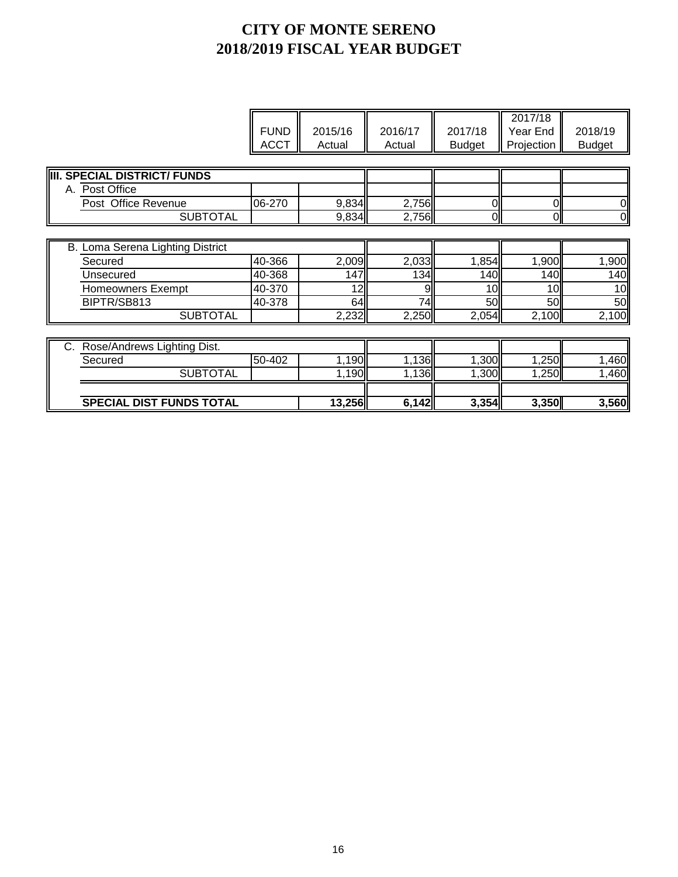# CITY OF MONTE SERENO
# 2018/2019 FISCAL YEAR BUDGET

| | FUND ACCT | 2015/16 Actual | 2016/17 Actual | 2017/18 Budget | 2017/18 Year End Projection | 2018/19 Budget |
|---|---|---|---|---|---|---|
| **III. SPECIAL DISTRICT/ FUNDS** | | | | | | |
| A. Post Office | | | | | | |
| Post Office Revenue | 06-270 | 9,834 | 2,756 | 0 | 0 | 0 |
| SUBTOTAL | | 9,834 | 2,756 | 0 | 0 | 0 |
| B. Loma Serena Lighting District | | | | | | |
| Secured | 40-366 | 2,009 | 2,033 | 1,854 | 1,900 | 1,900 |
| Unsecured | 40-368 | 147 | 134 | 140 | 140 | 140 |
| Homeowners Exempt | 40-370 | 12 | 9 | 10 | 10 | 10 |
| BIPTR/SB813 | 40-378 | 64 | 74 | 50 | 50 | 50 |
| SUBTOTAL | | 2,232 | 2,250 | 2,054 | 2,100 | 2,100 |
| C. Rose/Andrews Lighting Dist. | | | | | | |
| Secured | 50-402 | 1,190 | 1,136 | 1,300 | 1,250 | 1,460 |
| SUBTOTAL | | 1,190 | 1,136 | 1,300 | 1,250 | 1,460 |
| **SPECIAL DIST FUNDS TOTAL** | | **13,256** | **6,142** | **3,354** | **3,350** | **3,560** |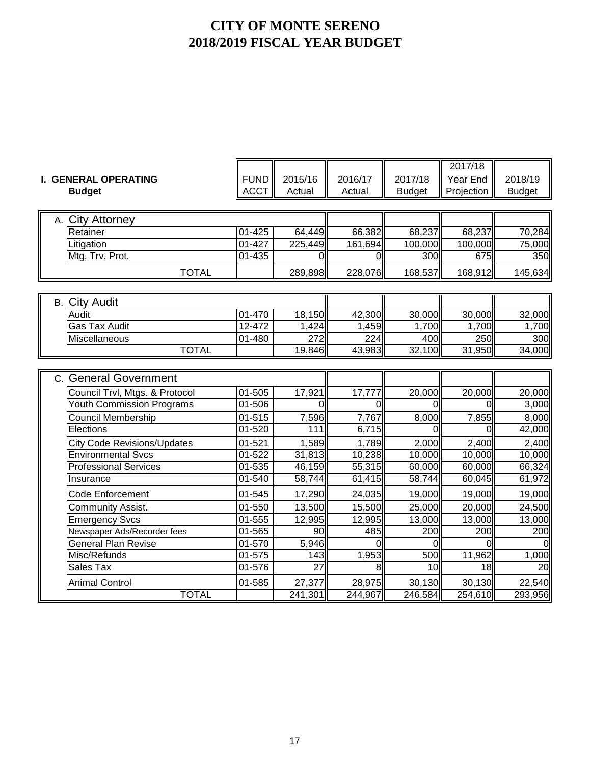# CITY OF MONTE SERENO
# 2018/2019 FISCAL YEAR BUDGET

| I. GENERAL OPERATING Budget | FUND ACCT | 2015/16 Actual | 2016/17 Actual | 2017/18 Budget | 2017/18 Year End Projection | 2018/19 Budget |
|---|---|---|---|---|---|---|
| **A. City Attorney** | | | | | | |
| Retainer | 01-425 | 64,449 | 66,382 | 68,237 | 68,237 | 70,284 |
| Litigation | 01-427 | 225,449 | 161,694 | 100,000 | 100,000 | 75,000 |
| Mtg, Trv, Prot. | 01-435 | 0 | 0 | 300 | 675 | 350 |
| TOTAL | | 289,898 | 228,076 | 168,537 | 168,912 | 145,634 |
| **B. City Audit** | | | | | | |
| Audit | 01-470 | 18,150 | 42,300 | 30,000 | 30,000 | 32,000 |
| Gas Tax Audit | 12-472 | 1,424 | 1,459 | 1,700 | 1,700 | 1,700 |
| Miscellaneous | 01-480 | 272 | 224 | 400 | 250 | 300 |
| TOTAL | | 19,846 | 43,983 | 32,100 | 31,950 | 34,000 |
| **C. General Government** | | | | | | |
| Council Trvl, Mtgs. & Protocol | 01-505 | 17,921 | 17,777 | 20,000 | 20,000 | 20,000 |
| Youth Commission Programs | 01-506 | 0 | 0 | 0 | 0 | 3,000 |
| Council Membership | 01-515 | 7,596 | 7,767 | 8,000 | 7,855 | 8,000 |
| Elections | 01-520 | 111 | 6,715 | 0 | 0 | 42,000 |
| City Code Revisions/Updates | 01-521 | 1,589 | 1,789 | 2,000 | 2,400 | 2,400 |
| Environmental Svcs | 01-522 | 31,813 | 10,238 | 10,000 | 10,000 | 10,000 |
| Professional Services | 01-535 | 46,159 | 55,315 | 60,000 | 60,000 | 66,324 |
| Insurance | 01-540 | 58,744 | 61,415 | 58,744 | 60,045 | 61,972 |
| Code Enforcement | 01-545 | 17,290 | 24,035 | 19,000 | 19,000 | 19,000 |
| Community Assist. | 01-550 | 13,500 | 15,500 | 25,000 | 20,000 | 24,500 |
| Emergency Svcs | 01-555 | 12,995 | 12,995 | 13,000 | 13,000 | 13,000 |
| Newspaper Ads/Recorder fees | 01-565 | 90 | 485 | 200 | 200 | 200 |
| General Plan Revise | 01-570 | 5,946 | 0 | 0 | 0 | 0 |
| Misc/Refunds | 01-575 | 143 | 1,953 | 500 | 11,962 | 1,000 |
| Sales Tax | 01-576 | 27 | 8 | 10 | 18 | 20 |
| Animal Control | 01-585 | 27,377 | 28,975 | 30,130 | 30,130 | 22,540 |
| TOTAL | | 241,301 | 244,967 | 246,584 | 254,610 | 293,956 |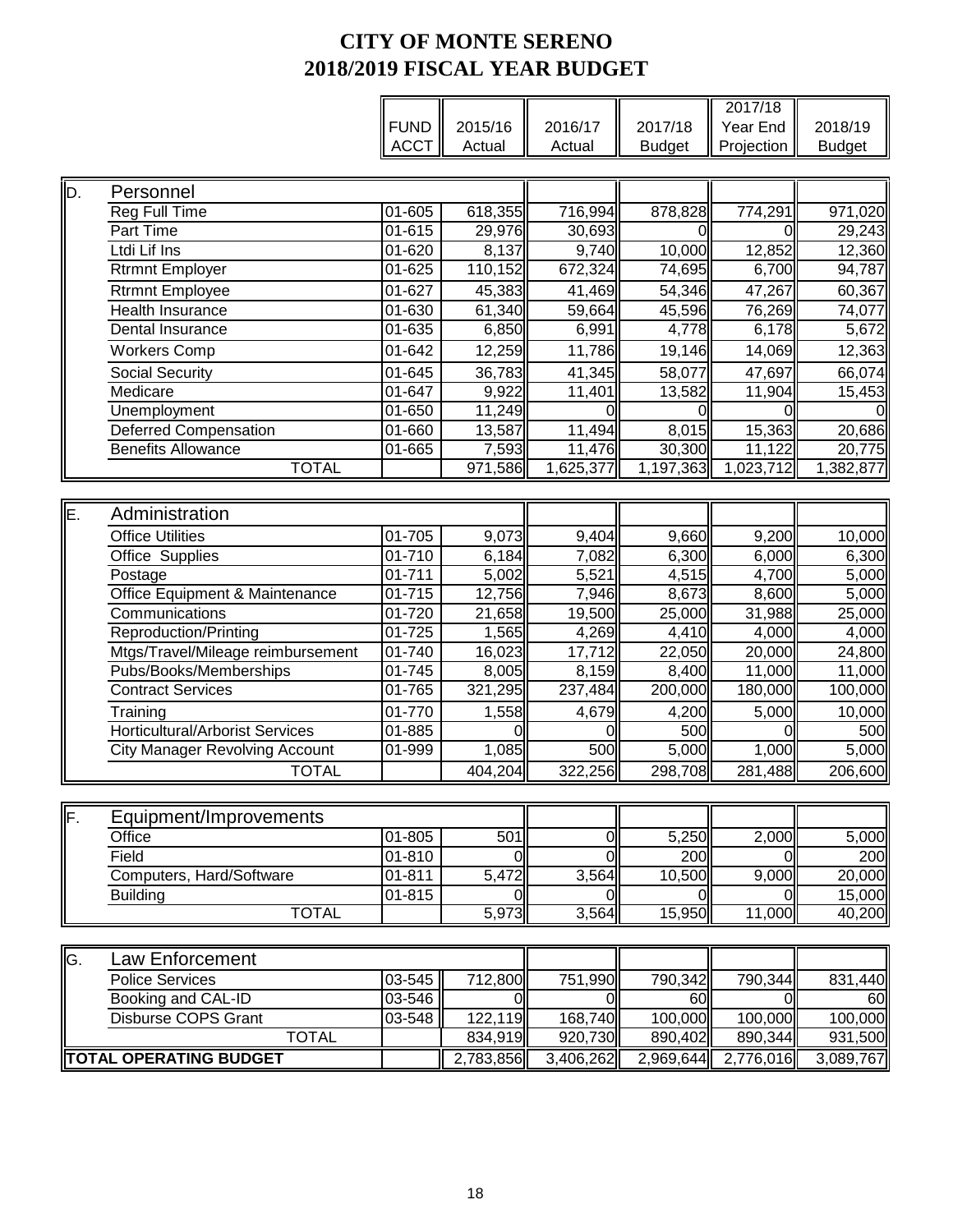# CITY OF MONTE SERENO
# 2018/2019 FISCAL YEAR BUDGET

| | | FUND ACCT | 2015/16 Actual | 2016/17 Actual | 2017/18 Budget | 2017/18 Year End Projection | 2018/19 Budget |
|---|---|---|---|---|---|---|---|
| D. | Personnel | | | | | | |
| | Reg Full Time | 01-605 | 618,355 | 716,994 | 878,828 | 774,291 | 971,020 |
| | Part Time | 01-615 | 29,976 | 30,693 | 0 | 0 | 29,243 |
| | Ltdi Lif Ins | 01-620 | 8,137 | 9,740 | 10,000 | 12,852 | 12,360 |
| | Rtrmnt Employer | 01-625 | 110,152 | 672,324 | 74,695 | 6,700 | 94,787 |
| | Rtrmnt Employee | 01-627 | 45,383 | 41,469 | 54,346 | 47,267 | 60,367 |
| | Health Insurance | 01-630 | 61,340 | 59,664 | 45,596 | 76,269 | 74,077 |
| | Dental Insurance | 01-635 | 6,850 | 6,991 | 4,778 | 6,178 | 5,672 |
| | Workers Comp | 01-642 | 12,259 | 11,786 | 19,146 | 14,069 | 12,363 |
| | Social Security | 01-645 | 36,783 | 41,345 | 58,077 | 47,697 | 66,074 |
| | Medicare | 01-647 | 9,922 | 11,401 | 13,582 | 11,904 | 15,453 |
| | Unemployment | 01-650 | 11,249 | 0 | 0 | 0 | 0 |
| | Deferred Compensation | 01-660 | 13,587 | 11,494 | 8,015 | 15,363 | 20,686 |
| | Benefits Allowance | 01-665 | 7,593 | 11,476 | 30,300 | 11,122 | 20,775 |
| | TOTAL | | 971,586 | 1,625,377 | 1,197,363 | 1,023,712 | 1,382,877 |
| E. | Administration | | | | | | |
| | Office Utilities | 01-705 | 9,073 | 9,404 | 9,660 | 9,200 | 10,000 |
| | Office Supplies | 01-710 | 6,184 | 7,082 | 6,300 | 6,000 | 6,300 |
| | Postage | 01-711 | 5,002 | 5,521 | 4,515 | 4,700 | 5,000 |
| | Office Equipment & Maintenance | 01-715 | 12,756 | 7,946 | 8,673 | 8,600 | 5,000 |
| | Communications | 01-720 | 21,658 | 19,500 | 25,000 | 31,988 | 25,000 |
| | Reproduction/Printing | 01-725 | 1,565 | 4,269 | 4,410 | 4,000 | 4,000 |
| | Mtgs/Travel/Mileage reimbursement | 01-740 | 16,023 | 17,712 | 22,050 | 20,000 | 24,800 |
| | Pubs/Books/Memberships | 01-745 | 8,005 | 8,159 | 8,400 | 11,000 | 11,000 |
| | Contract Services | 01-765 | 321,295 | 237,484 | 200,000 | 180,000 | 100,000 |
| | Training | 01-770 | 1,558 | 4,679 | 4,200 | 5,000 | 10,000 |
| | Horticultural/Arborist Services | 01-885 | 0 | 0 | 500 | 0 | 500 |
| | City Manager Revolving Account | 01-999 | 1,085 | 500 | 5,000 | 1,000 | 5,000 |
| | TOTAL | | 404,204 | 322,256 | 298,708 | 281,488 | 206,600 |
| F. | Equipment/Improvements | | | | | | |
| | Office | 01-805 | 501 | 0 | 5,250 | 2,000 | 5,000 |
| | Field | 01-810 | 0 | 0 | 200 | 0 | 200 |
| | Computers, Hard/Software | 01-811 | 5,472 | 3,564 | 10,500 | 9,000 | 20,000 |
| | Building | 01-815 | 0 | 0 | 0 | 0 | 15,000 |
| | TOTAL | | 5,973 | 3,564 | 15,950 | 11,000 | 40,200 |
| G. | Law Enforcement | | | | | | |
| | Police Services | 03-545 | 712,800 | 751,990 | 790,342 | 790,344 | 831,440 |
| | Booking and CAL-ID | 03-546 | 0 | 0 | 60 | 0 | 60 |
| | Disburse COPS Grant | 03-548 | 122,119 | 168,740 | 100,000 | 100,000 | 100,000 |
| | TOTAL | | 834,919 | 920,730 | 890,402 | 890,344 | 931,500 |
| **TOTAL OPERATING BUDGET** | | | 2,783,856 | 3,406,262 | 2,969,644 | 2,776,016 | 3,089,767 |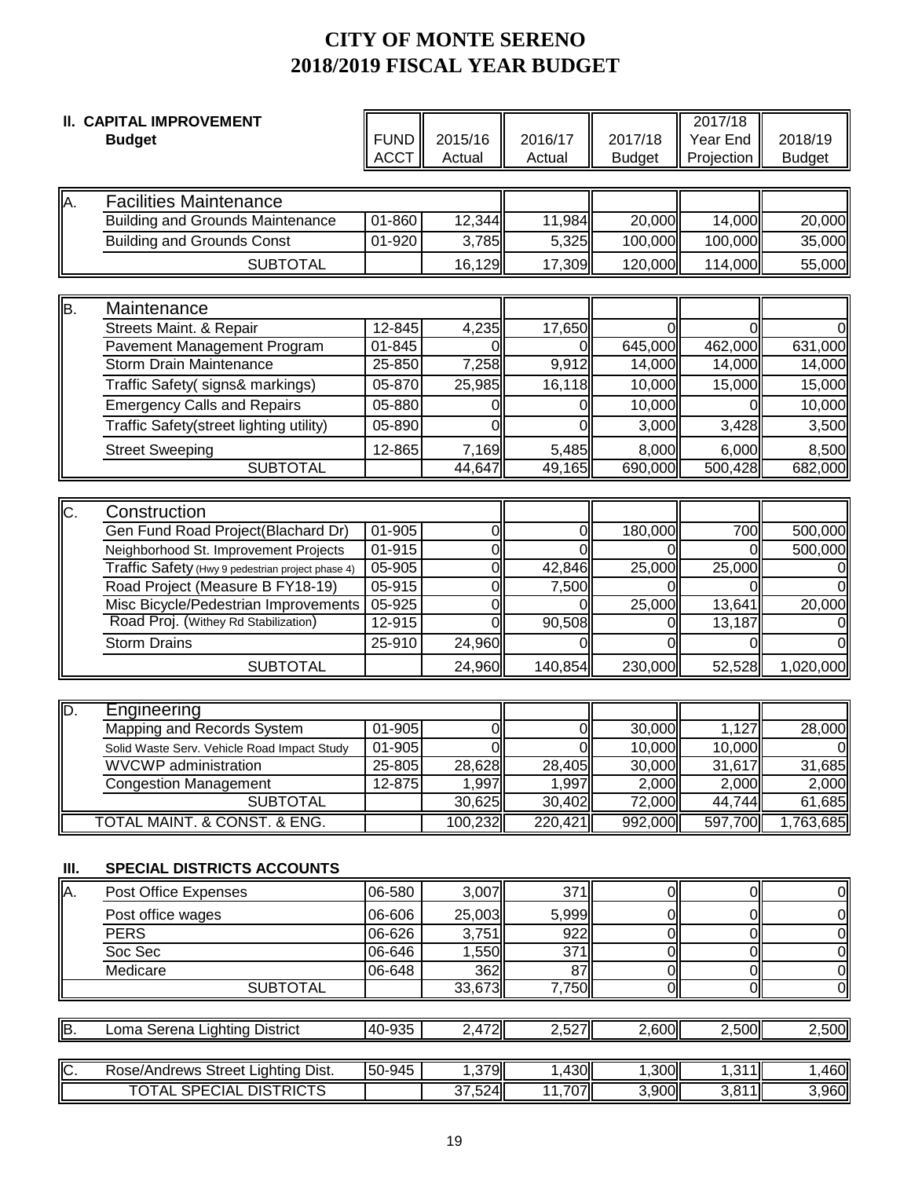# CITY OF MONTE SERENO
# 2018/2019 FISCAL YEAR BUDGET

## II. CAPITAL IMPROVEMENT Budget

| | | FUND ACCT | 2015/16 Actual | 2016/17 Actual | 2017/18 Budget | 2017/18 Year End Projection | 2018/19 Budget |
|---|---|---|---|---|---|---|---|
| A. | Facilities Maintenance | | | | | | |
| | Building and Grounds Maintenance | 01-860 | 12,344 | 11,984 | 20,000 | 14,000 | 20,000 |
| | Building and Grounds Const | 01-920 | 3,785 | 5,325 | 100,000 | 100,000 | 35,000 |
| | SUBTOTAL | | 16,129 | 17,309 | 120,000 | 114,000 | 55,000 |
| B. | Maintenance | | | | | | |
| | Streets Maint. & Repair | 12-845 | 4,235 | 17,650 | 0 | 0 | 0 |
| | Pavement Management Program | 01-845 | 0 | 0 | 645,000 | 462,000 | 631,000 |
| | Storm Drain Maintenance | 25-850 | 7,258 | 9,912 | 14,000 | 14,000 | 14,000 |
| | Traffic Safety( signs& markings) | 05-870 | 25,985 | 16,118 | 10,000 | 15,000 | 15,000 |
| | Emergency Calls and Repairs | 05-880 | 0 | 0 | 10,000 | 0 | 10,000 |
| | Traffic Safety(street lighting utility) | 05-890 | 0 | 0 | 3,000 | 3,428 | 3,500 |
| | Street Sweeping | 12-865 | 7,169 | 5,485 | 8,000 | 6,000 | 8,500 |
| | SUBTOTAL | | 44,647 | 49,165 | 690,000 | 500,428 | 682,000 |
| C. | Construction | | | | | | |
| | Gen Fund Road Project(Blachard Dr) | 01-905 | 0 | 0 | 180,000 | 700 | 500,000 |
| | Neighborhood St. Improvement Projects | 01-915 | 0 | 0 | 0 | 0 | 500,000 |
| | Traffic Safety (Hwy 9 pedestrian project phase 4) | 05-905 | 0 | 42,846 | 25,000 | 25,000 | 0 |
| | Road Project (Measure B FY18-19) | 05-915 | 0 | 7,500 | 0 | 0 | 0 |
| | Misc Bicycle/Pedestrian Improvements | 05-925 | 0 | 0 | 25,000 | 13,641 | 20,000 |
| | Road Proj. (Withey Rd Stabilization) | 12-915 | 0 | 90,508 | 0 | 13,187 | 0 |
| | Storm Drains | 25-910 | 24,960 | 0 | 0 | 0 | 0 |
| | SUBTOTAL | | 24,960 | 140,854 | 230,000 | 52,528 | 1,020,000 |
| D. | Engineering | | | | | | |
| | Mapping and Records System | 01-905 | 0 | 0 | 30,000 | 1,127 | 28,000 |
| | Solid Waste Serv. Vehicle Road Impact Study | 01-905 | 0 | 0 | 10,000 | 10,000 | 0 |
| | WVCWP administration | 25-805 | 28,628 | 28,405 | 30,000 | 31,617 | 31,685 |
| | Congestion Management | 12-875 | 1,997 | 1,997 | 2,000 | 2,000 | 2,000 |
| | SUBTOTAL | | 30,625 | 30,402 | 72,000 | 44,744 | 61,685 |
| | TOTAL MAINT. & CONST. & ENG. | | 100,232 | 220,421 | 992,000 | 597,700 | 1,763,685 |

## III. SPECIAL DISTRICTS ACCOUNTS

| | | FUND ACCT | 2015/16 Actual | 2016/17 Actual | 2017/18 Budget | 2017/18 Year End Projection | 2018/19 Budget |
|---|---|---|---|---|---|---|---|
| A. | Post Office Expenses | 06-580 | 3,007 | 371 | 0 | 0 | 0 |
| | Post office wages | 06-606 | 25,003 | 5,999 | 0 | 0 | 0 |
| | PERS | 06-626 | 3,751 | 922 | 0 | 0 | 0 |
| | Soc Sec | 06-646 | 1,550 | 371 | 0 | 0 | 0 |
| | Medicare | 06-648 | 362 | 87 | 0 | 0 | 0 |
| | SUBTOTAL | | 33,673 | 7,750 | 0 | 0 | 0 |
| B. | Loma Serena Lighting District | 40-935 | 2,472 | 2,527 | 2,600 | 2,500 | 2,500 |
| C. | Rose/Andrews Street Lighting Dist. | 50-945 | 1,379 | 1,430 | 1,300 | 1,311 | 1,460 |
| | TOTAL SPECIAL DISTRICTS | | 37,524 | 11,707 | 3,900 | 3,811 | 3,960 |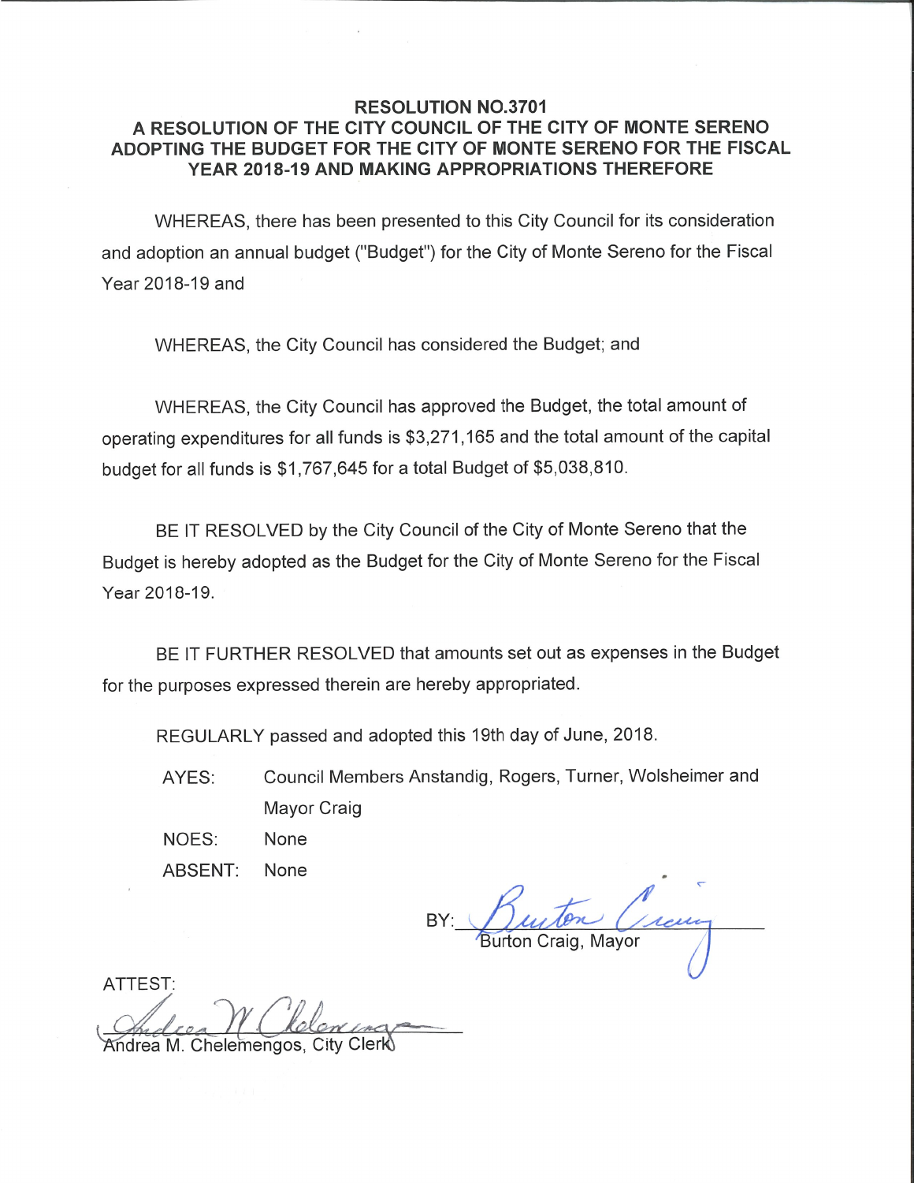# RESOLUTION NO.3701

## A RESOLUTION OF THE CITY COUNCIL OF THE CITY OF MONTE SERENO ADOPTING THE BUDGET FOR THE CITY OF MONTE SERENO FOR THE FISCAL YEAR 2018-19 AND MAKING APPROPRIATIONS THEREFORE

WHEREAS, there has been presented to this City Council for its consideration and adoption an annual budget ("Budget") for the City of Monte Sereno for the Fiscal Year 2018-19 and

WHEREAS, the City Council has considered the Budget; and

WHEREAS, the City Council has approved the Budget, the total amount of operating expenditures for all funds is $3,271,165 and the total amount of the capital budget for all funds is $1,767,645 for a total Budget of $5,038,810.

BE IT RESOLVED by the City Council of the City of Monte Sereno that the Budget is hereby adopted as the Budget for the City of Monte Sereno for the Fiscal Year 2018-19.

BE IT FURTHER RESOLVED that amounts set out as expenses in the Budget for the purposes expressed therein are hereby appropriated.

REGULARLY passed and adopted this 19th day of June, 2018.

AYES: Council Members Anstandig, Rogers, Turner, Wolsheimer and Mayor Craig

NOES: None

ABSENT: None

BY: Burton Craig, Mayor

ATTEST:

Andrea M. Chelemengos, City Clerk